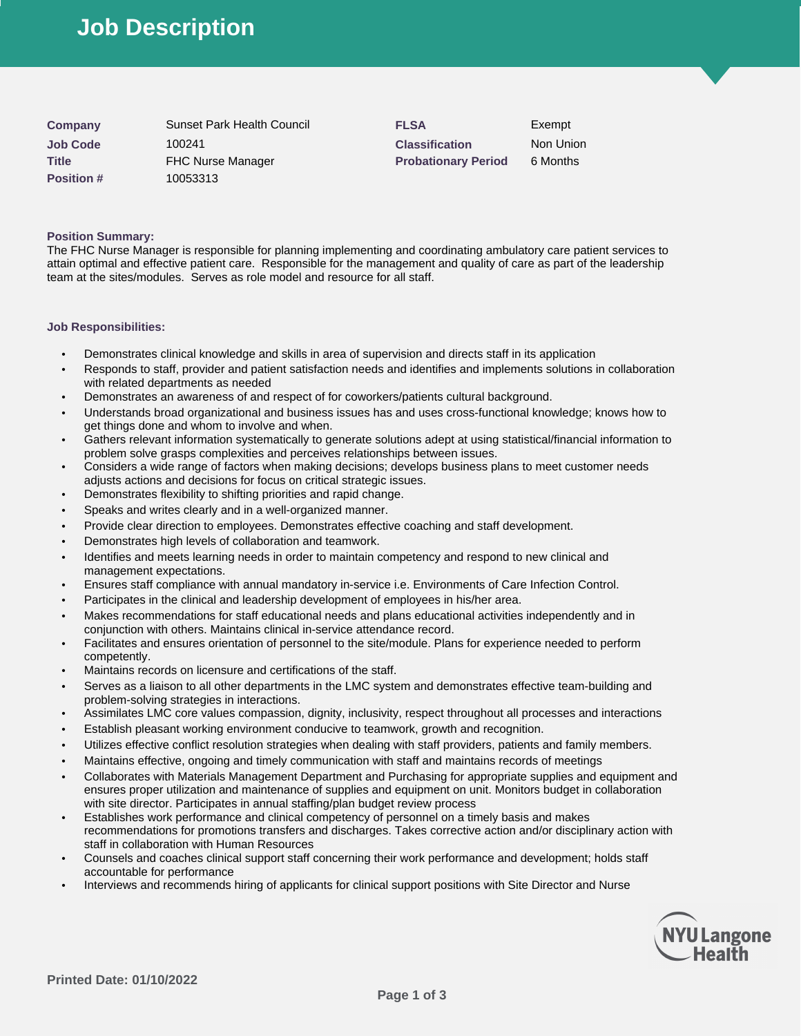# Job Description

| | | | |
|---|---|---|---|
| **Company** | Sunset Park Health Council | **FLSA** | Exempt |
| **Job Code** | 100241 | **Classification** | Non Union |
| **Title** | FHC Nurse Manager | **Probationary Period** | 6 Months |
| **Position #** | 10053313 | | |

**Position Summary:**

The FHC Nurse Manager is responsible for planning implementing and coordinating ambulatory care patient services to attain optimal and effective patient care. Responsible for the management and quality of care as part of the leadership team at the sites/modules. Serves as role model and resource for all staff.

**Job Responsibilities:**

- Demonstrates clinical knowledge and skills in area of supervision and directs staff in its application
- Responds to staff, provider and patient satisfaction needs and identifies and implements solutions in collaboration with related departments as needed
- Demonstrates an awareness of and respect of for coworkers/patients cultural background.
- Understands broad organizational and business issues has and uses cross-functional knowledge; knows how to get things done and whom to involve and when.
- Gathers relevant information systematically to generate solutions adept at using statistical/financial information to problem solve grasps complexities and perceives relationships between issues.
- Considers a wide range of factors when making decisions; develops business plans to meet customer needs adjusts actions and decisions for focus on critical strategic issues.
- Demonstrates flexibility to shifting priorities and rapid change.
- Speaks and writes clearly and in a well-organized manner.
- Provide clear direction to employees. Demonstrates effective coaching and staff development.
- Demonstrates high levels of collaboration and teamwork.
- Identifies and meets learning needs in order to maintain competency and respond to new clinical and management expectations.
- Ensures staff compliance with annual mandatory in-service i.e. Environments of Care Infection Control.
- Participates in the clinical and leadership development of employees in his/her area.
- Makes recommendations for staff educational needs and plans educational activities independently and in conjunction with others. Maintains clinical in-service attendance record.
- Facilitates and ensures orientation of personnel to the site/module. Plans for experience needed to perform competently.
- Maintains records on licensure and certifications of the staff.
- Serves as a liaison to all other departments in the LMC system and demonstrates effective team-building and problem-solving strategies in interactions.
- Assimilates LMC core values compassion, dignity, inclusivity, respect throughout all processes and interactions
- Establish pleasant working environment conducive to teamwork, growth and recognition.
- Utilizes effective conflict resolution strategies when dealing with staff providers, patients and family members.
- Maintains effective, ongoing and timely communication with staff and maintains records of meetings
- Collaborates with Materials Management Department and Purchasing for appropriate supplies and equipment and ensures proper utilization and maintenance of supplies and equipment on unit. Monitors budget in collaboration with site director. Participates in annual staffing/plan budget review process
- Establishes work performance and clinical competency of personnel on a timely basis and makes recommendations for promotions transfers and discharges. Takes corrective action and/or disciplinary action with staff in collaboration with Human Resources
- Counsels and coaches clinical support staff concerning their work performance and development; holds staff accountable for performance
- Interviews and recommends hiring of applicants for clinical support positions with Site Director and Nurse

Printed Date: 01/10/2022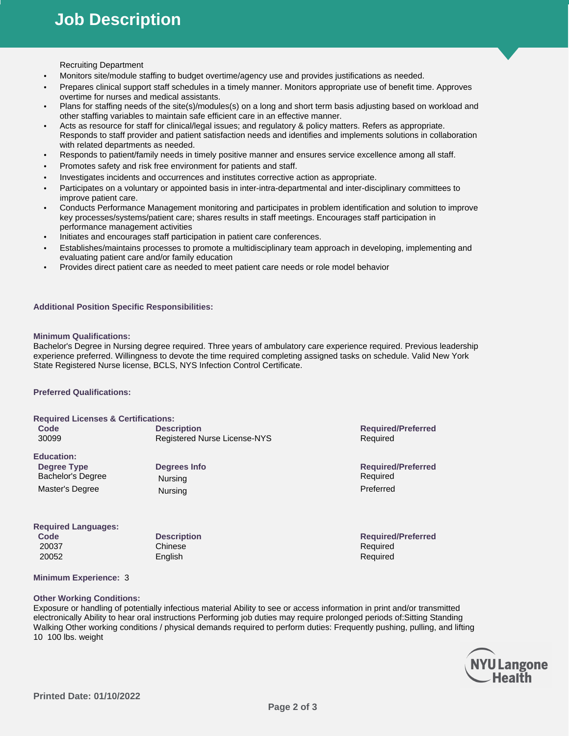Recruiting Department

- Monitors site/module staffing to budget overtime/agency use and provides justifications as needed.
- Prepares clinical support staff schedules in a timely manner. Monitors appropriate use of benefit time. Approves overtime for nurses and medical assistants.
- Plans for staffing needs of the site(s)/modules(s) on a long and short term basis adjusting based on workload and other staffing variables to maintain safe efficient care in an effective manner.
- Acts as resource for staff for clinical/legal issues; and regulatory & policy matters. Refers as appropriate. Responds to staff provider and patient satisfaction needs and identifies and implements solutions in collaboration with related departments as needed.
- Responds to patient/family needs in timely positive manner and ensures service excellence among all staff.
- Promotes safety and risk free environment for patients and staff.
- Investigates incidents and occurrences and institutes corrective action as appropriate.
- Participates on a voluntary or appointed basis in inter-intra-departmental and inter-disciplinary committees to improve patient care.
- Conducts Performance Management monitoring and participates in problem identification and solution to improve key processes/systems/patient care; shares results in staff meetings. Encourages staff participation in performance management activities
- Initiates and encourages staff participation in patient care conferences.
- Establishes/maintains processes to promote a multidisciplinary team approach in developing, implementing and evaluating patient care and/or family education
- Provides direct patient care as needed to meet patient care needs or role model behavior

**Additional Position Specific Responsibilities:**

**Minimum Qualifications:**

Bachelor's Degree in Nursing degree required. Three years of ambulatory care experience required. Previous leadership experience preferred. Willingness to devote the time required completing assigned tasks on schedule. Valid New York State Registered Nurse license, BCLS, NYS Infection Control Certificate.

**Preferred Qualifications:**

**Required Licenses & Certifications:**

| Code | Description | Required/Preferred |
|---|---|---|
| 30099 | Registered Nurse License-NYS | Required |

**Education:**

| Degree Type | Degrees Info | Required/Preferred |
|---|---|---|
| Bachelor's Degree | Nursing | Required |
| Master's Degree | Nursing | Preferred |

**Required Languages:**

| Code | Description | Required/Preferred |
|---|---|---|
| 20037 | Chinese | Required |
| 20052 | English | Required |

**Minimum Experience:** 3

**Other Working Conditions:**

Exposure or handling of potentially infectious material Ability to see or access information in print and/or transmitted electronically Ability to hear oral instructions Performing job duties may require prolonged periods of:Sitting Standing Walking Other working conditions / physical demands required to perform duties: Frequently pushing, pulling, and lifting 10 100 lbs. weight

**Printed Date: 01/10/2022**